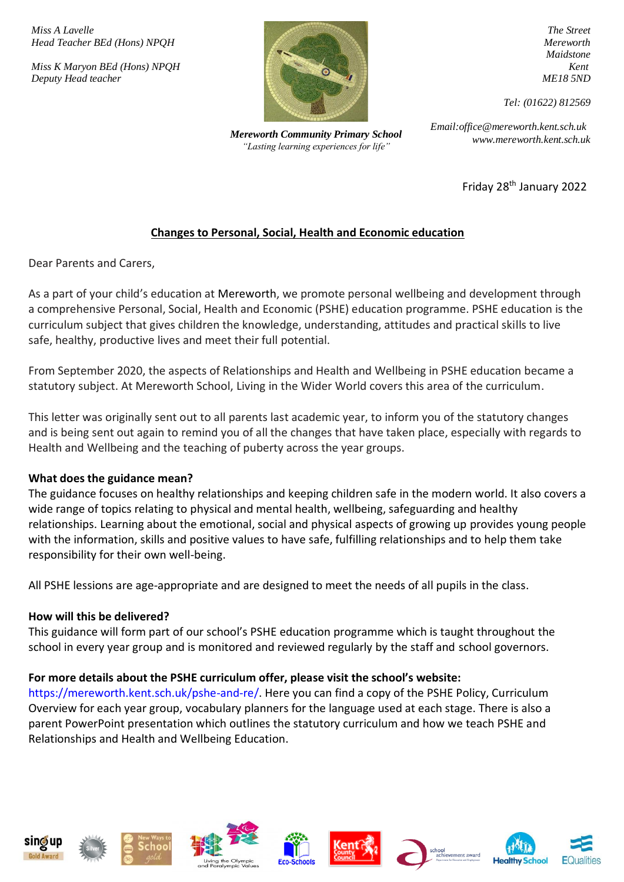Miss A Lavelle
Head Teacher BEd (Hons) NPQH

Miss K Maryon BEd (Hons) NPQH
Deputy Head teacher

**Mereworth Community Primary School**
*"Lasting learning experiences for life"*

The Street
Mereworth
Maidstone
Kent
ME18 5ND

Tel: (01622) 812569

Email:office@mereworth.kent.sch.uk
www.mereworth.kent.sch.uk

Friday 28th January 2022

## Changes to Personal, Social, Health and Economic education

Dear Parents and Carers,

As a part of your child's education at Mereworth, we promote personal wellbeing and development through a comprehensive Personal, Social, Health and Economic (PSHE) education programme. PSHE education is the curriculum subject that gives children the knowledge, understanding, attitudes and practical skills to live safe, healthy, productive lives and meet their full potential.

From September 2020, the aspects of Relationships and Health and Wellbeing in PSHE education became a statutory subject. At Mereworth School, Living in the Wider World covers this area of the curriculum.

This letter was originally sent out to all parents last academic year, to inform you of the statutory changes and is being sent out again to remind you of all the changes that have taken place, especially with regards to Health and Wellbeing and the teaching of puberty across the year groups.

**What does the guidance mean?**
The guidance focuses on healthy relationships and keeping children safe in the modern world. It also covers a wide range of topics relating to physical and mental health, wellbeing, safeguarding and healthy relationships. Learning about the emotional, social and physical aspects of growing up provides young people with the information, skills and positive values to have safe, fulfilling relationships and to help them take responsibility for their own well-being.

All PSHE lessions are age-appropriate and are designed to meet the needs of all pupils in the class.

**How will this be delivered?**
This guidance will form part of our school's PSHE education programme which is taught throughout the school in every year group and is monitored and reviewed regularly by the staff and school governors.

**For more details about the PSHE curriculum offer, please visit the school's website:**
https://mereworth.kent.sch.uk/pshe-and-re/. Here you can find a copy of the PSHE Policy, Curriculum Overview for each year group, vocabulary planners for the language used at each stage. There is also a parent PowerPoint presentation which outlines the statutory curriculum and how we teach PSHE and Relationships and Health and Wellbeing Education.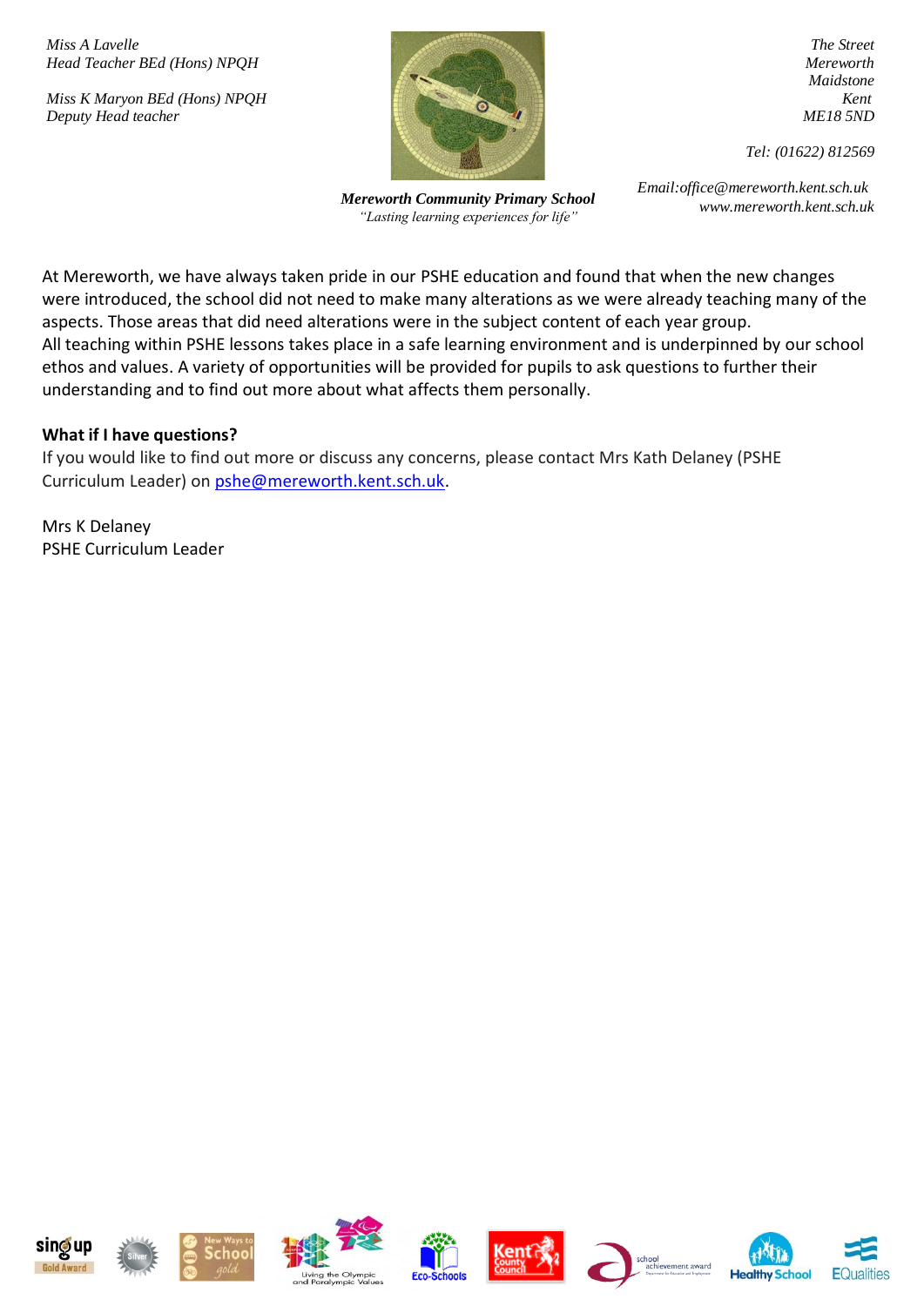*Miss A Lavelle*
*Head Teacher BEd (Hons) NPQH*

*Miss K Maryon BEd (Hons) NPQH*
*Deputy Head teacher*

***Mereworth Community Primary School***
*"Lasting learning experiences for life"*

*The Street*
*Mereworth*
*Maidstone*
*Kent*
*ME18 5ND*

*Tel: (01622) 812569*

*Email:office@mereworth.kent.sch.uk*
*www.mereworth.kent.sch.uk*

At Mereworth, we have always taken pride in our PSHE education and found that when the new changes were introduced, the school did not need to make many alterations as we were already teaching many of the aspects. Those areas that did need alterations were in the subject content of each year group.
All teaching within PSHE lessons takes place in a safe learning environment and is underpinned by our school ethos and values. A variety of opportunities will be provided for pupils to ask questions to further their understanding and to find out more about what affects them personally.

**What if I have questions?**
If you would like to find out more or discuss any concerns, please contact Mrs Kath Delaney (PSHE Curriculum Leader) on pshe@mereworth.kent.sch.uk.

Mrs K Delaney
PSHE Curriculum Leader